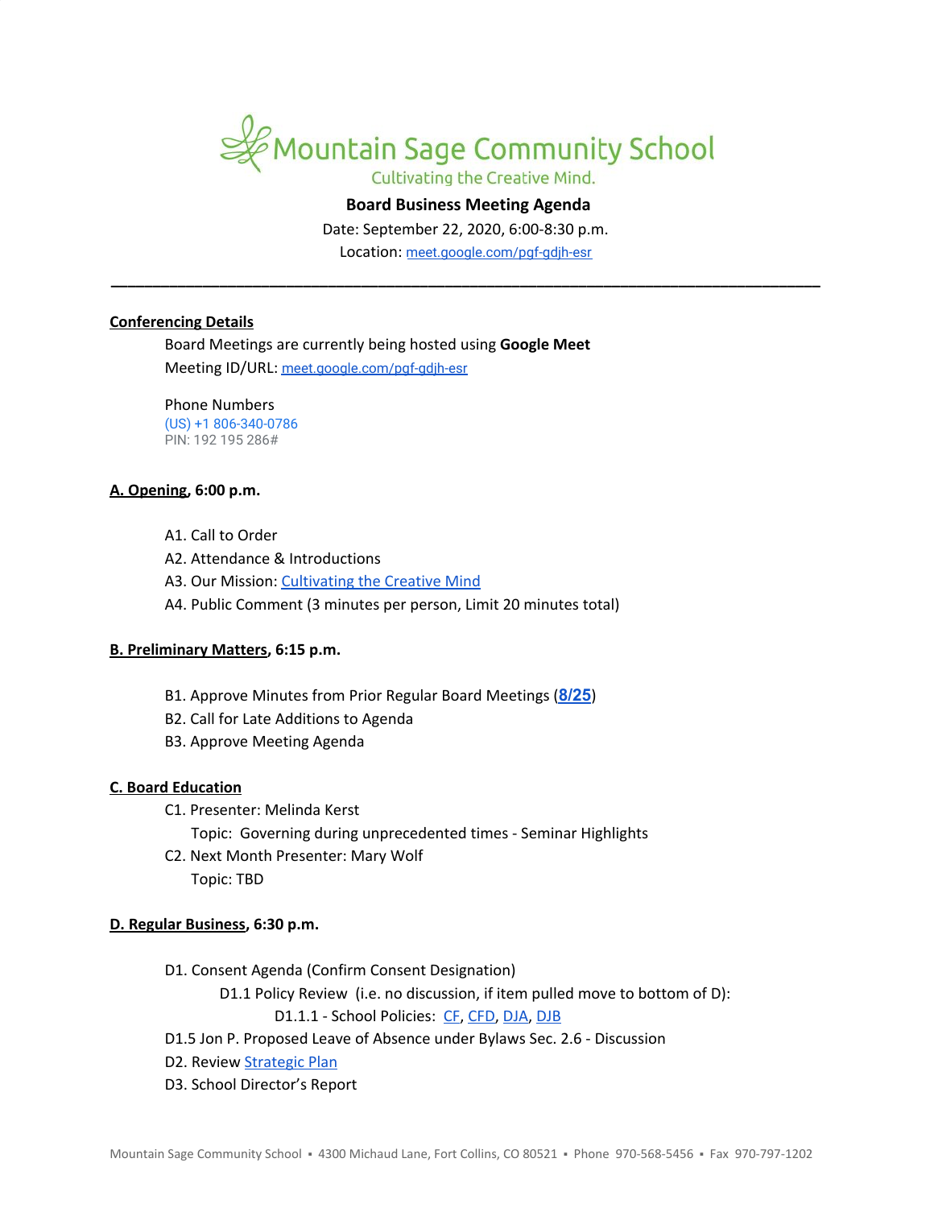# Mountain Sage Community School

Cultivating the Creative Mind.

**Board Business Meeting Agenda**

Date: September 22, 2020, 6:00-8:30 p.m.

Location: meet.google.com/pgf-gdjh-esr

---

**Conferencing Details**

Board Meetings are currently being hosted using **Google Meet**

Meeting ID/URL: meet.google.com/pgf-gdjh-esr

Phone Numbers

(US) +1 806-340-0786

PIN: 192 195 286#

**A. Opening, 6:00 p.m.**

- A1. Call to Order
- A2. Attendance & Introductions
- A3. Our Mission: Cultivating the Creative Mind
- A4. Public Comment (3 minutes per person, Limit 20 minutes total)

**B. Preliminary Matters, 6:15 p.m.**

- B1. Approve Minutes from Prior Regular Board Meetings (**8/25**)
- B2. Call for Late Additions to Agenda
- B3. Approve Meeting Agenda

**C. Board Education**

- C1. Presenter: Melinda Kerst
  - Topic: Governing during unprecedented times - Seminar Highlights
- C2. Next Month Presenter: Mary Wolf
  - Topic: TBD

**D. Regular Business, 6:30 p.m.**

- D1. Consent Agenda (Confirm Consent Designation)
  - D1.1 Policy Review (i.e. no discussion, if item pulled move to bottom of D):
    - D1.1.1 - School Policies: CF, CFD, DJA, DJB
- D1.5 Jon P. Proposed Leave of Absence under Bylaws Sec. 2.6 - Discussion
- D2. Review Strategic Plan
- D3. School Director's Report

Mountain Sage Community School ▪ 4300 Michaud Lane, Fort Collins, CO 80521 ▪ Phone 970-568-5456 ▪ Fax 970-797-1202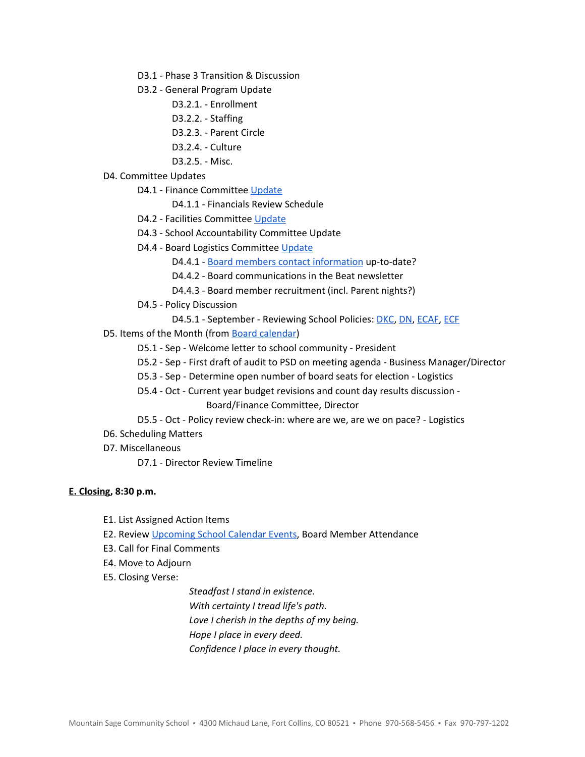- D3.1 - Phase 3 Transition & Discussion
- D3.2 - General Program Update
  - D3.2.1. - Enrollment
  - D3.2.2. - Staffing
  - D3.2.3. - Parent Circle
  - D3.2.4. - Culture
  - D3.2.5. - Misc.

D4. Committee Updates

- D4.1 - Finance Committee Update
  - D4.1.1 - Financials Review Schedule
- D4.2 - Facilities Committee Update
- D4.3 - School Accountability Committee Update
- D4.4 - Board Logistics Committee Update
  - D4.4.1 - Board members contact information up-to-date?
  - D4.4.2 - Board communications in the Beat newsletter
  - D4.4.3 - Board member recruitment (incl. Parent nights?)
- D4.5 - Policy Discussion
  - D4.5.1 - September - Reviewing School Policies: DKC, DN, ECAF, ECF

D5. Items of the Month (from Board calendar)

- D5.1 - Sep - Welcome letter to school community - President
- D5.2 - Sep - First draft of audit to PSD on meeting agenda - Business Manager/Director
- D5.3 - Sep - Determine open number of board seats for election - Logistics
- D5.4 - Oct - Current year budget revisions and count day results discussion - Board/Finance Committee, Director
- D5.5 - Oct - Policy review check-in: where are we, are we on pace? - Logistics

D6. Scheduling Matters

D7. Miscellaneous

- D7.1 - Director Review Timeline

**E. Closing, 8:30 p.m.**

E1. List Assigned Action Items

E2. Review Upcoming School Calendar Events, Board Member Attendance

E3. Call for Final Comments

E4. Move to Adjourn

E5. Closing Verse:

*Steadfast I stand in existence.*
*With certainty I tread life's path.*
*Love I cherish in the depths of my being.*
*Hope I place in every deed.*
*Confidence I place in every thought.*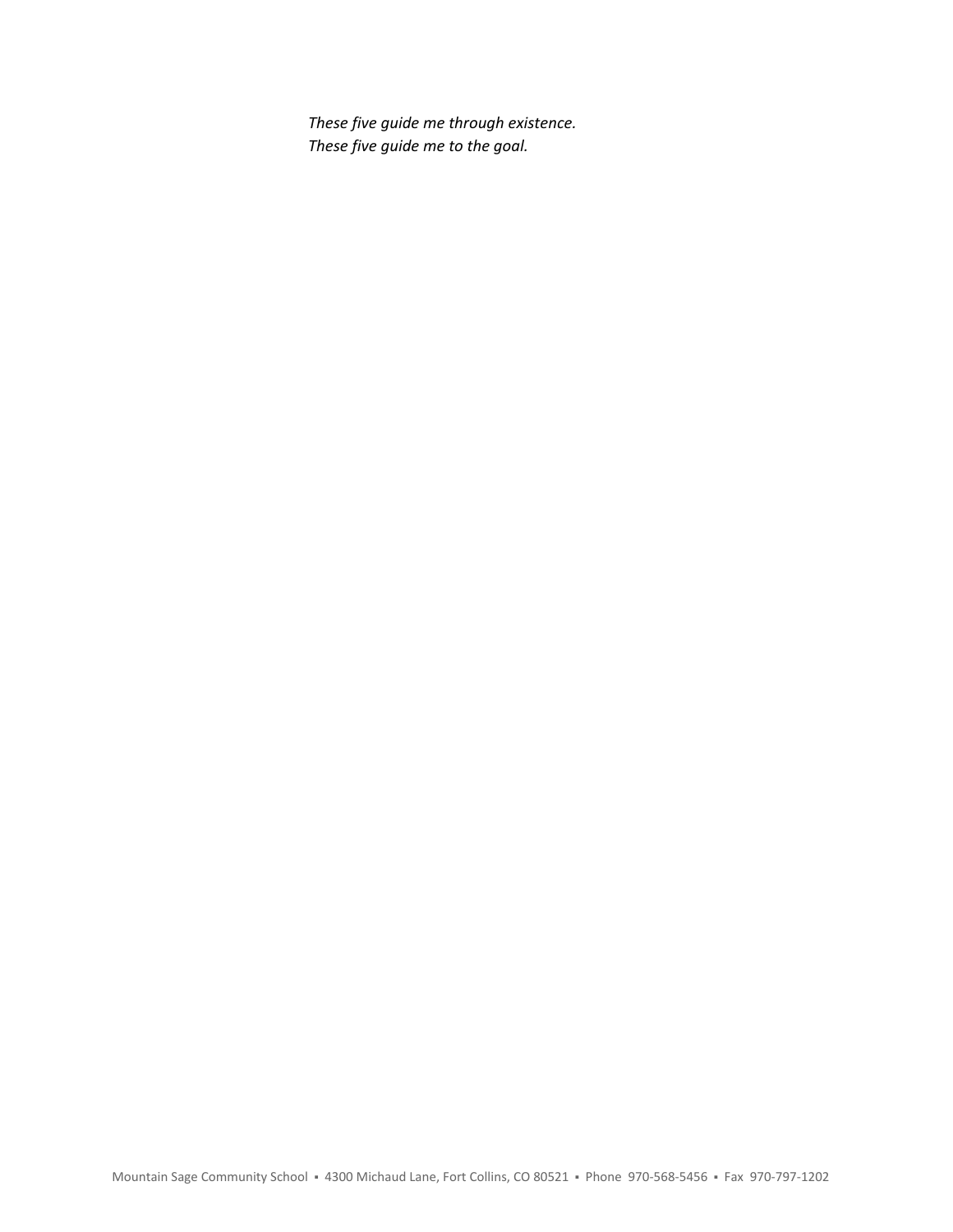*These five guide me through existence.*
*These five guide me to the goal.*